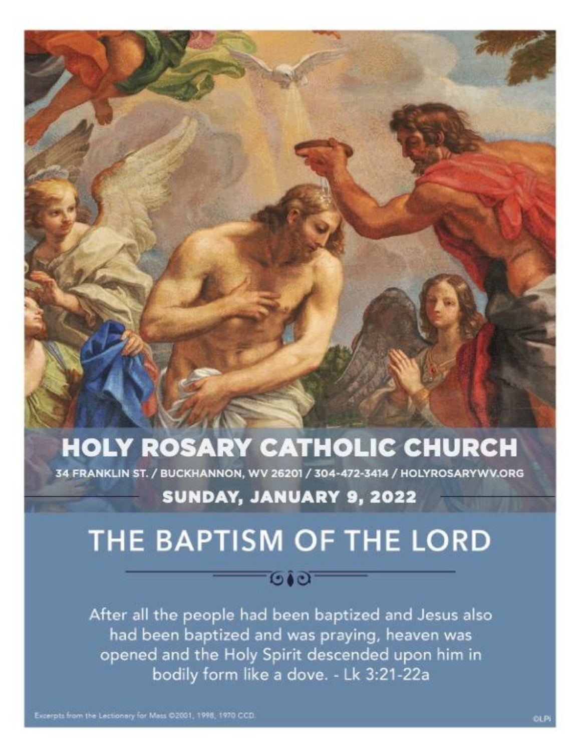# HOLY ROSARY CATHOLIC CHURCH

34 FRANKLIN ST. / BUCKHANNON, WV 26201 / 304-472-3414 / HOLYROSARYWV.ORG

**SUNDAY, JANUARY 9, 2022**

# THE BAPTISM OF THE LORD

After all the people had been baptized and Jesus also had been baptized and was praying, heaven was opened and the Holy Spirit descended upon him in bodily form like a dove. - Lk 3:21-22a

Excerpts from the Lectionary for Mass ©2001, 1998, 1970 CCD.

©LPi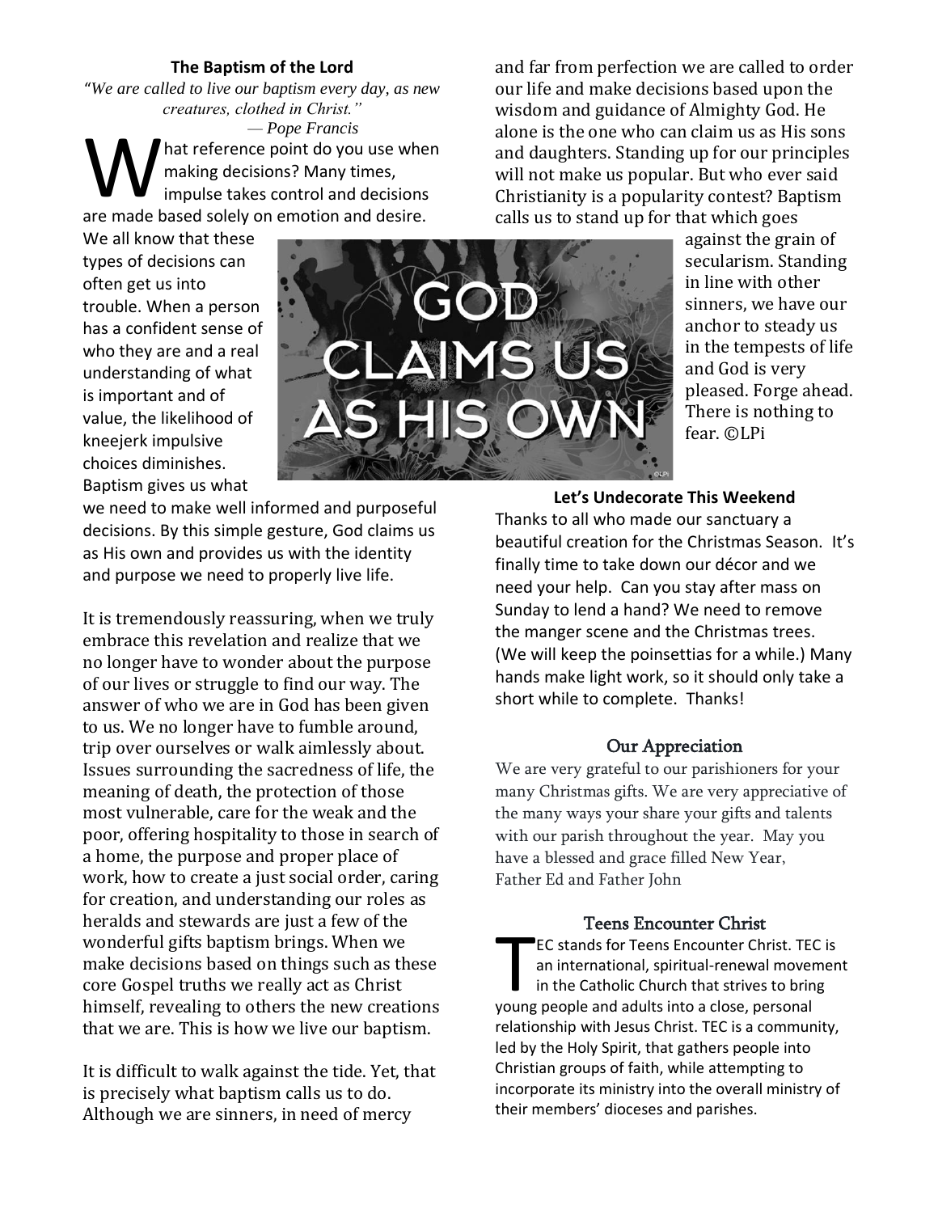## The Baptism of the Lord

*"We are called to live our baptism every day, as new creatures, clothed in Christ."*
*— Pope Francis*

What reference point do you use when making decisions? Many times, impulse takes control and decisions are made based solely on emotion and desire. We all know that these types of decisions can often get us into trouble. When a person has a confident sense of who they are and a real understanding of what is important and of value, the likelihood of kneejerk impulsive choices diminishes. Baptism gives us what we need to make well informed and purposeful decisions. By this simple gesture, God claims us as His own and provides us with the identity and purpose we need to properly live life.

GOD CLAIMS US AS HIS OWN

It is tremendously reassuring, when we truly embrace this revelation and realize that we no longer have to wonder about the purpose of our lives or struggle to find our way. The answer of who we are in God has been given to us. We no longer have to fumble around, trip over ourselves or walk aimlessly about. Issues surrounding the sacredness of life, the meaning of death, the protection of those most vulnerable, care for the weak and the poor, offering hospitality to those in search of a home, the purpose and proper place of work, how to create a just social order, caring for creation, and understanding our roles as heralds and stewards are just a few of the wonderful gifts baptism brings. When we make decisions based on things such as these core Gospel truths we really act as Christ himself, revealing to others the new creations that we are. This is how we live our baptism.

It is difficult to walk against the tide. Yet, that is precisely what baptism calls us to do. Although we are sinners, in need of mercy and far from perfection we are called to order our life and make decisions based upon the wisdom and guidance of Almighty God. He alone is the one who can claim us as His sons and daughters. Standing up for our principles will not make us popular. But who ever said Christianity is a popularity contest? Baptism calls us to stand up for that which goes against the grain of secularism. Standing in line with other sinners, we have our anchor to steady us in the tempests of life and God is very pleased. Forge ahead. There is nothing to fear. ©LPi

## Let's Undecorate This Weekend

Thanks to all who made our sanctuary a beautiful creation for the Christmas Season. It's finally time to take down our décor and we need your help. Can you stay after mass on Sunday to lend a hand? We need to remove the manger scene and the Christmas trees. (We will keep the poinsettias for a while.) Many hands make light work, so it should only take a short while to complete. Thanks!

## Our Appreciation

We are very grateful to our parishioners for your many Christmas gifts. We are very appreciative of the many ways your share your gifts and talents with our parish throughout the year. May you have a blessed and grace filled New Year,
Father Ed and Father John

## Teens Encounter Christ

TEC stands for Teens Encounter Christ. TEC is an international, spiritual-renewal movement in the Catholic Church that strives to bring young people and adults into a close, personal relationship with Jesus Christ. TEC is a community, led by the Holy Spirit, that gathers people into Christian groups of faith, while attempting to incorporate its ministry into the overall ministry of their members' dioceses and parishes.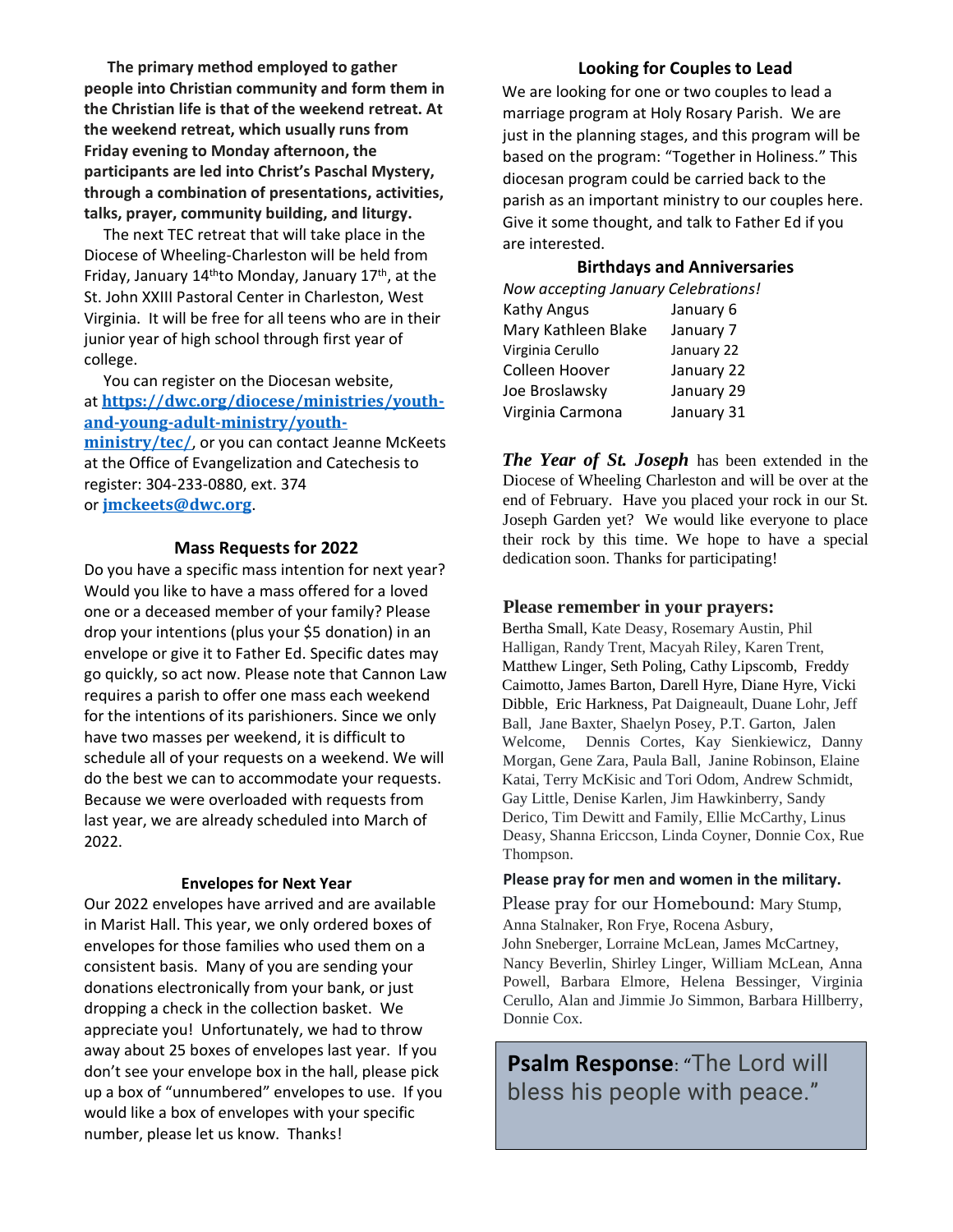**The primary method employed to gather people into Christian community and form them in the Christian life is that of the weekend retreat. At the weekend retreat, which usually runs from Friday evening to Monday afternoon, the participants are led into Christ's Paschal Mystery, through a combination of presentations, activities, talks, prayer, community building, and liturgy.**

The next TEC retreat that will take place in the Diocese of Wheeling-Charleston will be held from Friday, January 14th to Monday, January 17th, at the St. John XXIII Pastoral Center in Charleston, West Virginia. It will be free for all teens who are in their junior year of high school through first year of college.

You can register on the Diocesan website, at **https://dwc.org/diocese/ministries/youth-and-young-adult-ministry/youth-ministry/tec/**, or you can contact Jeanne McKeets at the Office of Evangelization and Catechesis to register: 304-233-0880, ext. 374 or **jmckeets@dwc.org**.

### Mass Requests for 2022

Do you have a specific mass intention for next year? Would you like to have a mass offered for a loved one or a deceased member of your family? Please drop your intentions (plus your $5 donation) in an envelope or give it to Father Ed. Specific dates may go quickly, so act now. Please note that Cannon Law requires a parish to offer one mass each weekend for the intentions of its parishioners. Since we only have two masses per weekend, it is difficult to schedule all of your requests on a weekend. We will do the best we can to accommodate your requests. Because we were overloaded with requests from last year, we are already scheduled into March of 2022.

### Envelopes for Next Year

Our 2022 envelopes have arrived and are available in Marist Hall. This year, we only ordered boxes of envelopes for those families who used them on a consistent basis. Many of you are sending your donations electronically from your bank, or just dropping a check in the collection basket. We appreciate you! Unfortunately, we had to throw away about 25 boxes of envelopes last year. If you don't see your envelope box in the hall, please pick up a box of "unnumbered" envelopes to use. If you would like a box of envelopes with your specific number, please let us know. Thanks!

### Looking for Couples to Lead

We are looking for one or two couples to lead a marriage program at Holy Rosary Parish. We are just in the planning stages, and this program will be based on the program: "Together in Holiness." This diocesan program could be carried back to the parish as an important ministry to our couples here. Give it some thought, and talk to Father Ed if you are interested.

### Birthdays and Anniversaries

*Now accepting January Celebrations!*

| | |
|---|---|
| Kathy Angus | January 6 |
| Mary Kathleen Blake | January 7 |
| Virginia Cerullo | January 22 |
| Colleen Hoover | January 22 |
| Joe Broslawsky | January 29 |
| Virginia Carmona | January 31 |

***The Year of St. Joseph*** has been extended in the Diocese of Wheeling Charleston and will be over at the end of February. Have you placed your rock in our St. Joseph Garden yet? We would like everyone to place their rock by this time. We hope to have a special dedication soon. Thanks for participating!

### Please remember in your prayers:

Bertha Small, Kate Deasy, Rosemary Austin, Phil Halligan, Randy Trent, Macyah Riley, Karen Trent, Matthew Linger, Seth Poling, Cathy Lipscomb, Freddy Caimotto, James Barton, Darell Hyre, Diane Hyre, Vicki Dibble, Eric Harkness, Pat Daigneault, Duane Lohr, Jeff Ball, Jane Baxter, Shaelyn Posey, P.T. Garton, Jalen Welcome, Dennis Cortes, Kay Sienkiewicz, Danny Morgan, Gene Zara, Paula Ball, Janine Robinson, Elaine Katai, Terry McKisic and Tori Odom, Andrew Schmidt, Gay Little, Denise Karlen, Jim Hawkinberry, Sandy Derico, Tim Dewitt and Family, Ellie McCarthy, Linus Deasy, Shanna Ericcson, Linda Coyner, Donnie Cox, Rue Thompson.

**Please pray for men and women in the military.**

Please pray for our Homebound: Mary Stump, Anna Stalnaker, Ron Frye, Rocena Asbury, John Sneberger, Lorraine McLean, James McCartney, Nancy Beverlin, Shirley Linger, William McLean, Anna Powell, Barbara Elmore, Helena Bessinger, Virginia Cerullo, Alan and Jimmie Jo Simmon, Barbara Hillberry, Donnie Cox.

**Psalm Response**: "The Lord will bless his people with peace."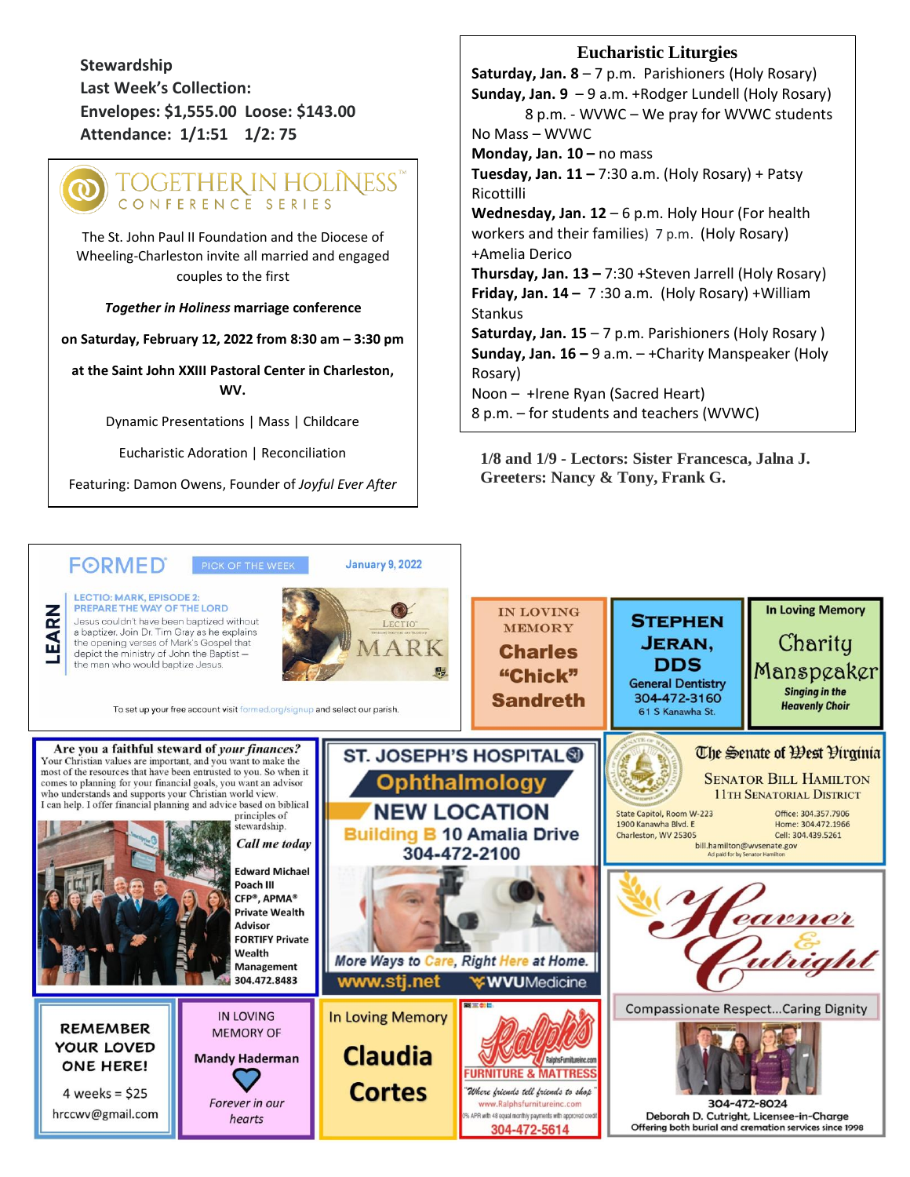**Stewardship**

**Last Week's Collection:**

**Envelopes: $1,555.00 Loose: $143.00**

**Attendance: 1/1:51 1/2: 75**

TOGETHER IN HOLINESS™

CONFERENCE SERIES

The St. John Paul II Foundation and the Diocese of Wheeling-Charleston invite all married and engaged couples to the first

***Together in Holiness* marriage conference**

**on Saturday, February 12, 2022 from 8:30 am – 3:30 pm**

**at the Saint John XXIII Pastoral Center in Charleston, WV.**

Dynamic Presentations | Mass | Childcare

Eucharistic Adoration | Reconciliation

Featuring: Damon Owens, Founder of *Joyful Ever After*

## Eucharistic Liturgies

**Saturday, Jan. 8** – 7 p.m. Parishioners (Holy Rosary)

**Sunday, Jan. 9** – 9 a.m. +Rodger Lundell (Holy Rosary)

8 p.m. - WVWC – We pray for WVWC students

No Mass – WVWC

**Monday, Jan. 10 –** no mass

**Tuesday, Jan. 11 –** 7:30 a.m. (Holy Rosary) + Patsy Ricottilli

**Wednesday, Jan. 12** – 6 p.m. Holy Hour (For health workers and their families) 7 p.m. (Holy Rosary) +Amelia Derico

**Thursday, Jan. 13 –** 7:30 +Steven Jarrell (Holy Rosary)

**Friday, Jan. 14 –** 7 :30 a.m. (Holy Rosary) +William Stankus

**Saturday, Jan. 15** – 7 p.m. Parishioners (Holy Rosary )

**Sunday, Jan. 16 –** 9 a.m. – +Charity Manspeaker (Holy Rosary)

Noon – +Irene Ryan (Sacred Heart)

8 p.m. – for students and teachers (WVWC)

**1/8 and 1/9 - Lectors: Sister Francesca, Jalna J.**

**Greeters: Nancy & Tony, Frank G.**

FORMED PICK OF THE WEEK January 9, 2022

LEARN

LECTIO: MARK, EPISODE 2: PREPARE THE WAY OF THE LORD

Jesus couldn't have been baptized without a baptizer. Join Dr. Tim Gray as he explains the opening verses of Mark's Gospel that depict the ministry of John the Baptist – the man who would baptize Jesus.

To set up your free account visit formed.org/signup and select our parish.

IN LOVING MEMORY **Charles "Chick" Sandreth**

**STEPHEN JERAN, DDS** General Dentistry 304-472-3160 61 S Kanawha St.

In Loving Memory **Charity Manspeaker** *Singing in the Heavenly Choir*

**Are you a faithful steward of *your finances?***

Your Christian values are important, and you want to make the most of the resources that have been entrusted to you. So when it comes to planning for your financial goals, you want an advisor who understands and supports your Christian world view. I can help. I offer financial planning and advice based on biblical principles of stewardship.

*Call me today*

**Edward Michael Poach III CFP®, APMA® Private Wealth Advisor FORTIFY Private Wealth Management 304.472.8483**

ST. JOSEPH'S HOSPITAL **Ophthalmology NEW LOCATION Building B 10 Amalia Drive 304-472-2100**

*More Ways to Care, Right Here at Home.* www.stj.net WVUMedicine

The Senate of West Virginia

SENATOR BILL HAMILTON

11TH SENATORIAL DISTRICT

State Capitol, Room W-223, 1900 Kanawha Blvd. E, Charleston, WV 25305

Office: 304.357.7906 Home: 304.472.1966 Cell: 304.439.5261

bill.hamilton@wvsenate.gov

Ad paid for by Senator Hamilton

Heavner & Cutright

Compassionate Respect...Caring Dignity

304-472-8024

Deborah D. Cutright, Licensee-in-Charge

Offering both burial and cremation services since 1998

**REMEMBER YOUR LOVED ONE HERE!** 4 weeks = $25 hrccwv@gmail.com

IN LOVING MEMORY OF **Mandy Haderman** *Forever in our hearts*

In Loving Memory **Claudia Cortes**

Ralph's FURNITURE & MATTRESS RalphsFurnitureinc.com *"Where friends tell friends to shop"* www.Ralphsfurnitureinc.com 0% APR with 48 equal monthly payments with approved credit **304-472-5614**